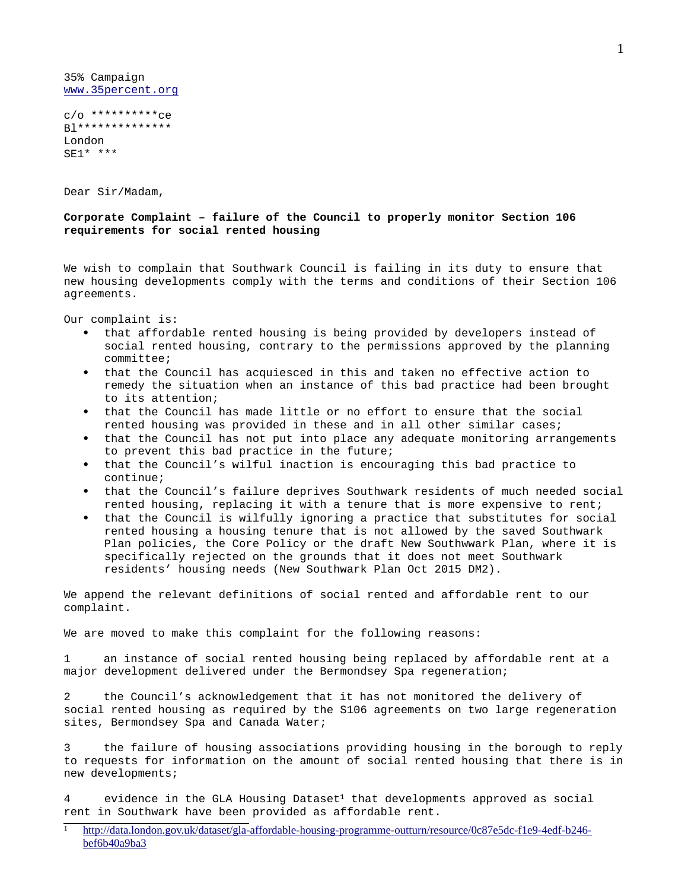35% Campaign
www.35percent.org

c/o **********ce
Bl**************
London
SE1* ***

Dear Sir/Madam,

**Corporate Complaint – failure of the Council to properly monitor Section 106 requirements for social rented housing**

We wish to complain that Southwark Council is failing in its duty to ensure that new housing developments comply with the terms and conditions of their Section 106 agreements.

Our complaint is:

- that affordable rented housing is being provided by developers instead of social rented housing, contrary to the permissions approved by the planning committee;
- that the Council has acquiesced in this and taken no effective action to remedy the situation when an instance of this bad practice had been brought to its attention;
- that the Council has made little or no effort to ensure that the social rented housing was provided in these and in all other similar cases;
- that the Council has not put into place any adequate monitoring arrangements to prevent this bad practice in the future;
- that the Council's wilful inaction is encouraging this bad practice to continue;
- that the Council's failure deprives Southwark residents of much needed social rented housing, replacing it with a tenure that is more expensive to rent;
- that the Council is wilfully ignoring a practice that substitutes for social rented housing a housing tenure that is not allowed by the saved Southwark Plan policies, the Core Policy or the draft New Southwwark Plan, where it is specifically rejected on the grounds that it does not meet Southwark residents' housing needs (New Southwark Plan Oct 2015 DM2).

We append the relevant definitions of social rented and affordable rent to our complaint.

We are moved to make this complaint for the following reasons:

1 an instance of social rented housing being replaced by affordable rent at a major development delivered under the Bermondsey Spa regeneration;

2 the Council's acknowledgement that it has not monitored the delivery of social rented housing as required by the S106 agreements on two large regeneration sites, Bermondsey Spa and Canada Water;

3 the failure of housing associations providing housing in the borough to reply to requests for information on the amount of social rented housing that there is in new developments;

4 evidence in the GLA Housing Dataset[1] that developments approved as social rent in Southwark have been provided as affordable rent.

---

[1] http://data.london.gov.uk/dataset/gla-affordable-housing-programme-outturn/resource/0c87e5dc-f1e9-4edf-b246-bef6b40a9ba3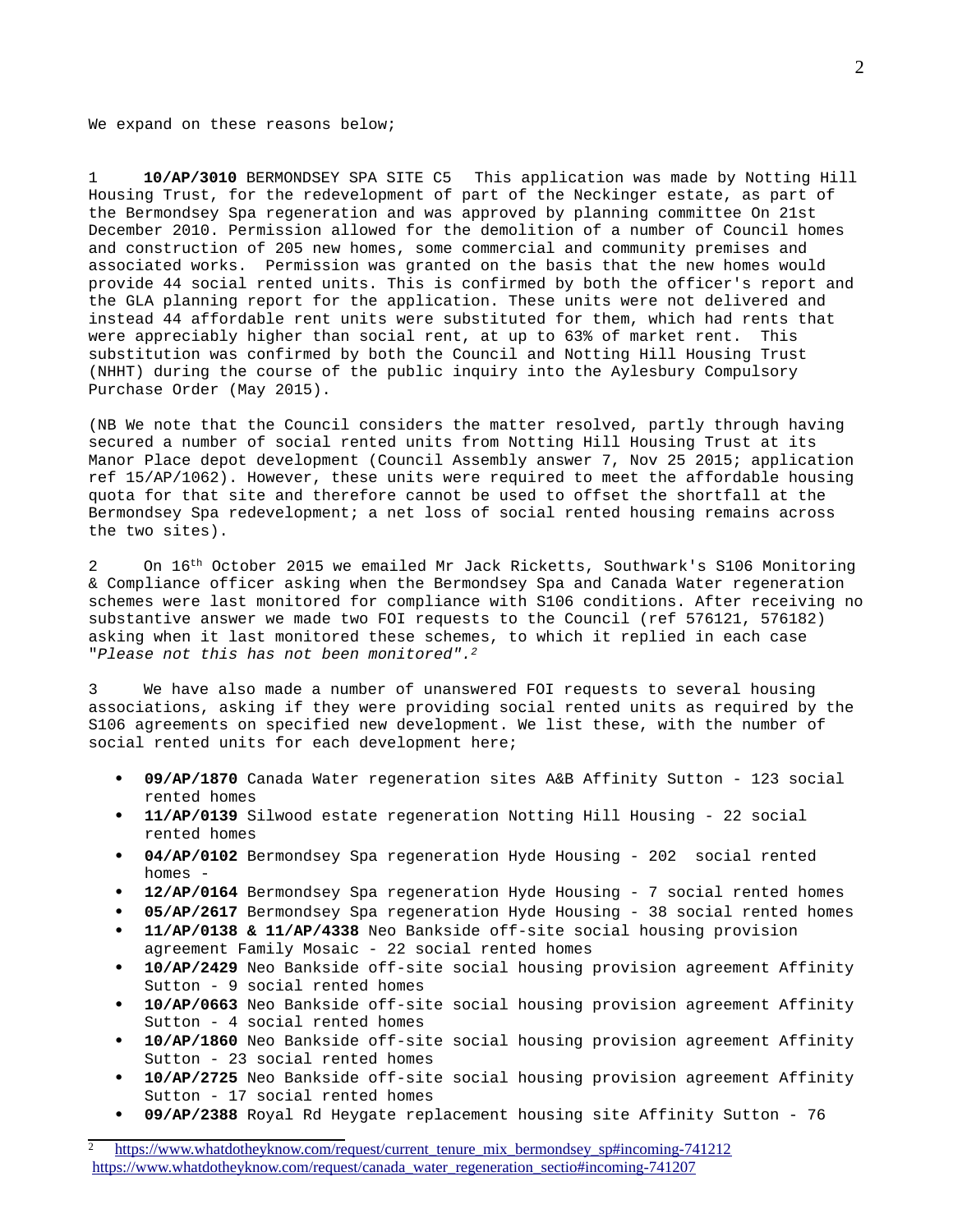We expand on these reasons below;

1 **10/AP/3010** BERMONDSEY SPA SITE C5  This application was made by Notting Hill Housing Trust, for the redevelopment of part of the Neckinger estate, as part of the Bermondsey Spa regeneration and was approved by planning committee On 21st December 2010. Permission allowed for the demolition of a number of Council homes and construction of 205 new homes, some commercial and community premises and associated works.  Permission was granted on the basis that the new homes would provide 44 social rented units. This is confirmed by both the officer's report and the GLA planning report for the application. These units were not delivered and instead 44 affordable rent units were substituted for them, which had rents that were appreciably higher than social rent, at up to 63% of market rent.  This substitution was confirmed by both the Council and Notting Hill Housing Trust (NHHT) during the course of the public inquiry into the Aylesbury Compulsory Purchase Order (May 2015).

(NB We note that the Council considers the matter resolved, partly through having secured a number of social rented units from Notting Hill Housing Trust at its Manor Place depot development (Council Assembly answer 7, Nov 25 2015; application ref 15/AP/1062). However, these units were required to meet the affordable housing quota for that site and therefore cannot be used to offset the shortfall at the Bermondsey Spa redevelopment; a net loss of social rented housing remains across the two sites).

2 On 16th October 2015 we emailed Mr Jack Ricketts, Southwark's S106 Monitoring & Compliance officer asking when the Bermondsey Spa and Canada Water regeneration schemes were last monitored for compliance with S106 conditions. After receiving no substantive answer we made two FOI requests to the Council (ref 576121, 576182) asking when it last monitored these schemes, to which it replied in each case "*Please not this has not been monitored*".[2]

3 We have also made a number of unanswered FOI requests to several housing associations, asking if they were providing social rented units as required by the S106 agreements on specified new development. We list these, with the number of social rented units for each development here;

- **09/AP/1870** Canada Water regeneration sites A&B Affinity Sutton - 123 social rented homes
- **11/AP/0139** Silwood estate regeneration Notting Hill Housing - 22 social rented homes
- **04/AP/0102** Bermondsey Spa regeneration Hyde Housing - 202  social rented homes -
- **12/AP/0164** Bermondsey Spa regeneration Hyde Housing - 7 social rented homes
- **05/AP/2617** Bermondsey Spa regeneration Hyde Housing - 38 social rented homes
- **11/AP/0138 & 11/AP/4338** Neo Bankside off-site social housing provision agreement Family Mosaic - 22 social rented homes
- **10/AP/2429** Neo Bankside off-site social housing provision agreement Affinity Sutton - 9 social rented homes
- **10/AP/0663** Neo Bankside off-site social housing provision agreement Affinity Sutton - 4 social rented homes
- **10/AP/1860** Neo Bankside off-site social housing provision agreement Affinity Sutton - 23 social rented homes
- **10/AP/2725** Neo Bankside off-site social housing provision agreement Affinity Sutton - 17 social rented homes
- **09/AP/2388** Royal Rd Heygate replacement housing site Affinity Sutton - 76

[2] https://www.whatdotheyknow.com/request/current_tenure_mix_bermondsey_sp#incoming-741212
https://www.whatdotheyknow.com/request/canada_water_regeneration_sectio#incoming-741207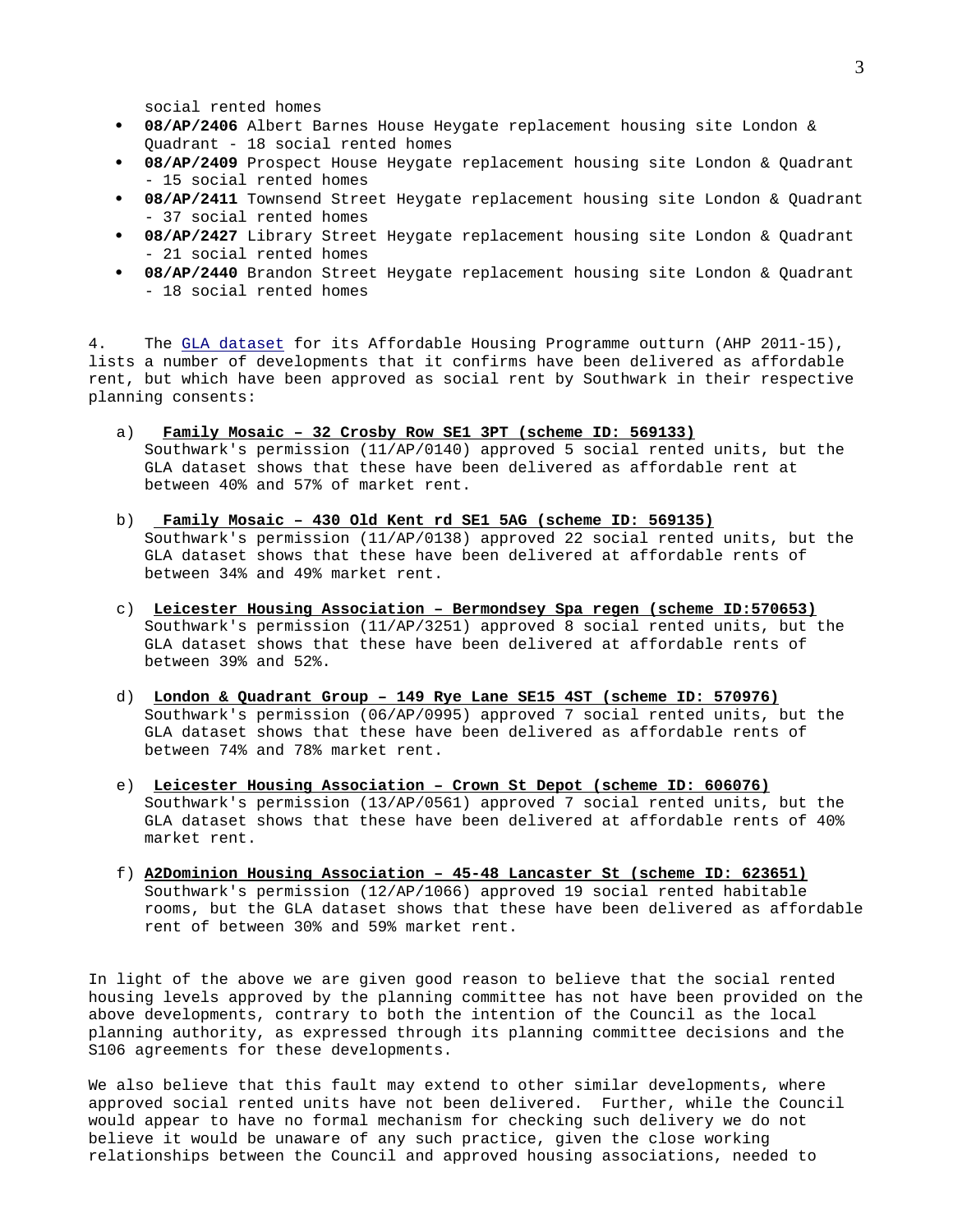social rented homes

- **08/AP/2406** Albert Barnes House Heygate replacement housing site London & Quadrant - 18 social rented homes
- **08/AP/2409** Prospect House Heygate replacement housing site London & Quadrant - 15 social rented homes
- **08/AP/2411** Townsend Street Heygate replacement housing site London & Quadrant - 37 social rented homes
- **08/AP/2427** Library Street Heygate replacement housing site London & Quadrant - 21 social rented homes
- **08/AP/2440** Brandon Street Heygate replacement housing site London & Quadrant - 18 social rented homes

4. The GLA dataset for its Affordable Housing Programme outturn (AHP 2011-15), lists a number of developments that it confirms have been delivered as affordable rent, but which have been approved as social rent by Southwark in their respective planning consents:

a) **Family Mosaic – 32 Crosby Row SE1 3PT (scheme ID: 569133)**
Southwark's permission (11/AP/0140) approved 5 social rented units, but the GLA dataset shows that these have been delivered as affordable rent at between 40% and 57% of market rent.

b) **Family Mosaic – 430 Old Kent rd SE1 5AG (scheme ID: 569135)**
Southwark's permission (11/AP/0138) approved 22 social rented units, but the GLA dataset shows that these have been delivered at affordable rents of between 34% and 49% market rent.

c) **Leicester Housing Association – Bermondsey Spa regen (scheme ID:570653)**
Southwark's permission (11/AP/3251) approved 8 social rented units, but the GLA dataset shows that these have been delivered at affordable rents of between 39% and 52%.

d) **London & Quadrant Group – 149 Rye Lane SE15 4ST (scheme ID: 570976)**
Southwark's permission (06/AP/0995) approved 7 social rented units, but the GLA dataset shows that these have been delivered as affordable rents of between 74% and 78% market rent.

e) **Leicester Housing Association – Crown St Depot (scheme ID: 606076)**
Southwark's permission (13/AP/0561) approved 7 social rented units, but the GLA dataset shows that these have been delivered at affordable rents of 40% market rent.

f) **A2Dominion Housing Association – 45-48 Lancaster St (scheme ID: 623651)**
Southwark's permission (12/AP/1066) approved 19 social rented habitable rooms, but the GLA dataset shows that these have been delivered as affordable rent of between 30% and 59% market rent.

In light of the above we are given good reason to believe that the social rented housing levels approved by the planning committee has not have been provided on the above developments, contrary to both the intention of the Council as the local planning authority, as expressed through its planning committee decisions and the S106 agreements for these developments.

We also believe that this fault may extend to other similar developments, where approved social rented units have not been delivered. Further, while the Council would appear to have no formal mechanism for checking such delivery we do not believe it would be unaware of any such practice, given the close working relationships between the Council and approved housing associations, needed to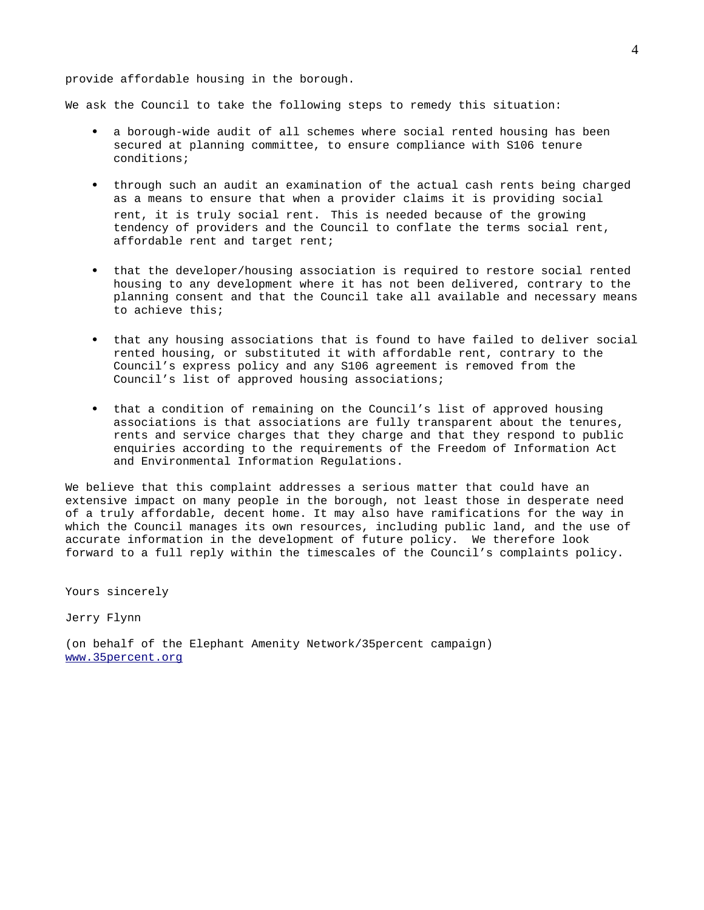provide affordable housing in the borough.

We ask the Council to take the following steps to remedy this situation:

- a borough-wide audit of all schemes where social rented housing has been secured at planning committee, to ensure compliance with S106 tenure conditions;
- through such an audit an examination of the actual cash rents being charged as a means to ensure that when a provider claims it is providing social rent, it is truly social rent. This is needed because of the growing tendency of providers and the Council to conflate the terms social rent, affordable rent and target rent;
- that the developer/housing association is required to restore social rented housing to any development where it has not been delivered, contrary to the planning consent and that the Council take all available and necessary means to achieve this;
- that any housing associations that is found to have failed to deliver social rented housing, or substituted it with affordable rent, contrary to the Council's express policy and any S106 agreement is removed from the Council's list of approved housing associations;
- that a condition of remaining on the Council's list of approved housing associations is that associations are fully transparent about the tenures, rents and service charges that they charge and that they respond to public enquiries according to the requirements of the Freedom of Information Act and Environmental Information Regulations.

We believe that this complaint addresses a serious matter that could have an extensive impact on many people in the borough, not least those in desperate need of a truly affordable, decent home. It may also have ramifications for the way in which the Council manages its own resources, including public land, and the use of accurate information in the development of future policy. We therefore look forward to a full reply within the timescales of the Council's complaints policy.

Yours sincerely

Jerry Flynn

(on behalf of the Elephant Amenity Network/35percent campaign)
www.35percent.org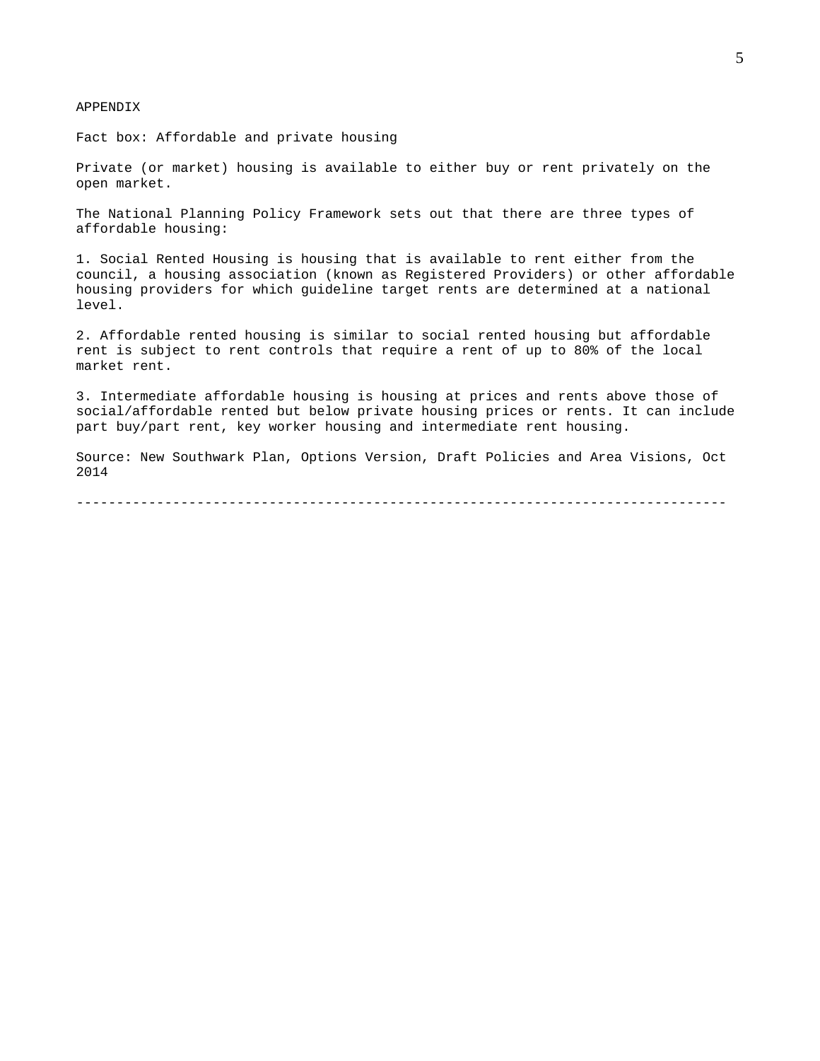APPENDIX

Fact box: Affordable and private housing

Private (or market) housing is available to either buy or rent privately on the open market.

The National Planning Policy Framework sets out that there are three types of affordable housing:

1. Social Rented Housing is housing that is available to rent either from the council, a housing association (known as Registered Providers) or other affordable housing providers for which guideline target rents are determined at a national level.

2. Affordable rented housing is similar to social rented housing but affordable rent is subject to rent controls that require a rent of up to 80% of the local market rent.

3. Intermediate affordable housing is housing at prices and rents above those of social/affordable rented but below private housing prices or rents. It can include part buy/part rent, key worker housing and intermediate rent housing.

Source: New Southwark Plan, Options Version, Draft Policies and Area Visions, Oct 2014

---